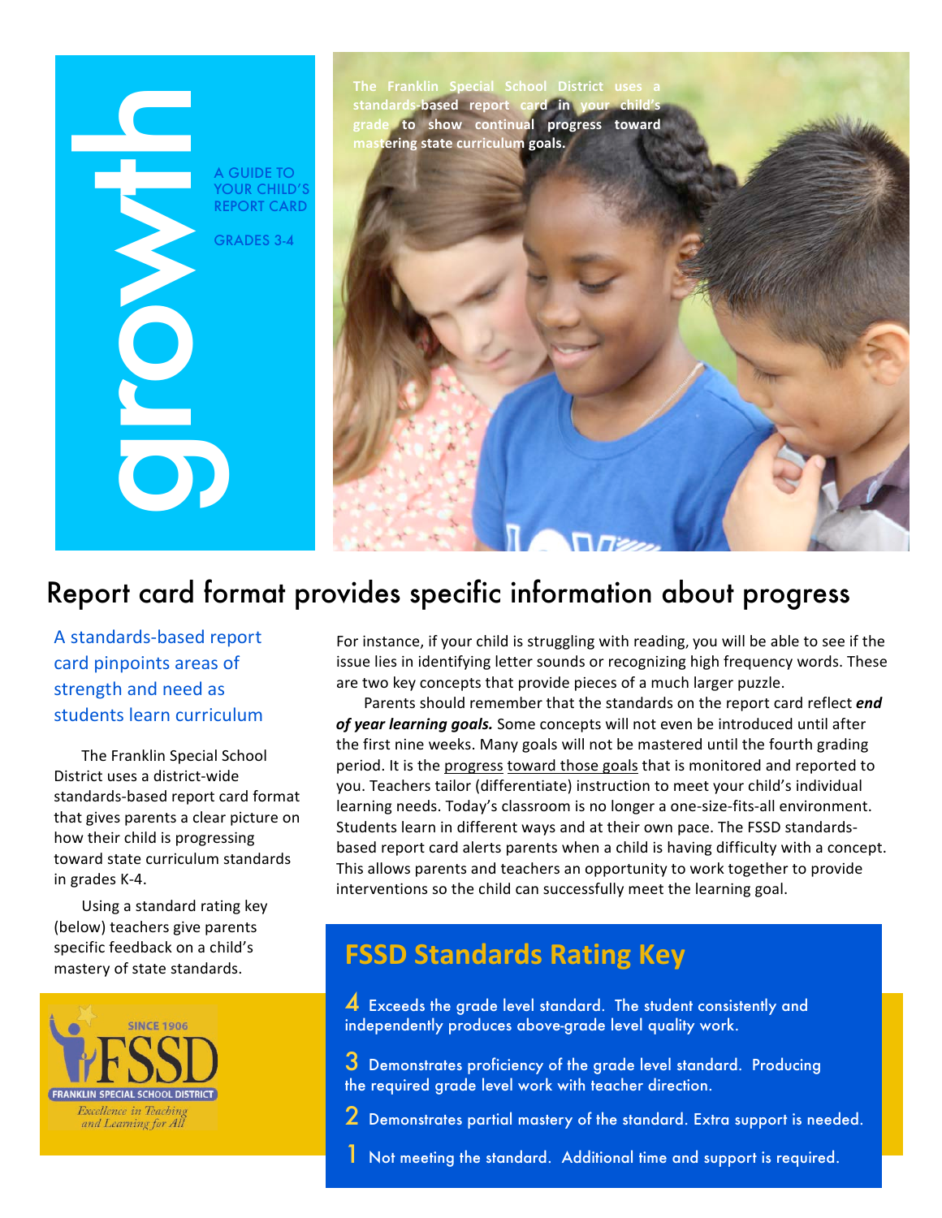# growth

A GUIDE TO YOUR CHILD'S REPORT CARD

GRADES 3-4

**The Franklin Special School District uses a standards-based report card in your child's grade to show continual progress toward mastering state curriculum goals.**

## Report card format provides specific information about progress

### A standards-based report card pinpoints areas of strength and need as students learn curriculum

The Franklin Special School District uses a district-wide standards-based report card format that gives parents a clear picture on how their child is progressing toward state curriculum standards in grades K-4.

Using a standard rating key (below) teachers give parents specific feedback on a child's mastery of state standards.

For instance, if your child is struggling with reading, you will be able to see if the issue lies in identifying letter sounds or recognizing high frequency words. These are two key concepts that provide pieces of a much larger puzzle.

Parents should remember that the standards on the report card reflect ***end of year learning goals.*** Some concepts will not even be introduced until after the first nine weeks. Many goals will not be mastered until the fourth grading period. It is the progress toward those goals that is monitored and reported to you. Teachers tailor (differentiate) instruction to meet your child's individual learning needs. Today's classroom is no longer a one-size-fits-all environment. Students learn in different ways and at their own pace. The FSSD standards-based report card alerts parents when a child is having difficulty with a concept. This allows parents and teachers an opportunity to work together to provide interventions so the child can successfully meet the learning goal.

SINCE 1906
FSSD
FRANKLIN SPECIAL SCHOOL DISTRICT
*Excellence in Teaching and Learning for All*

### FSSD Standards Rating Key

**4** Exceeds the grade level standard. The student consistently and independently produces above-grade level quality work.

**3** Demonstrates proficiency of the grade level standard. Producing the required grade level work with teacher direction.

**2** Demonstrates partial mastery of the standard. Extra support is needed.

**1** Not meeting the standard. Additional time and support is required.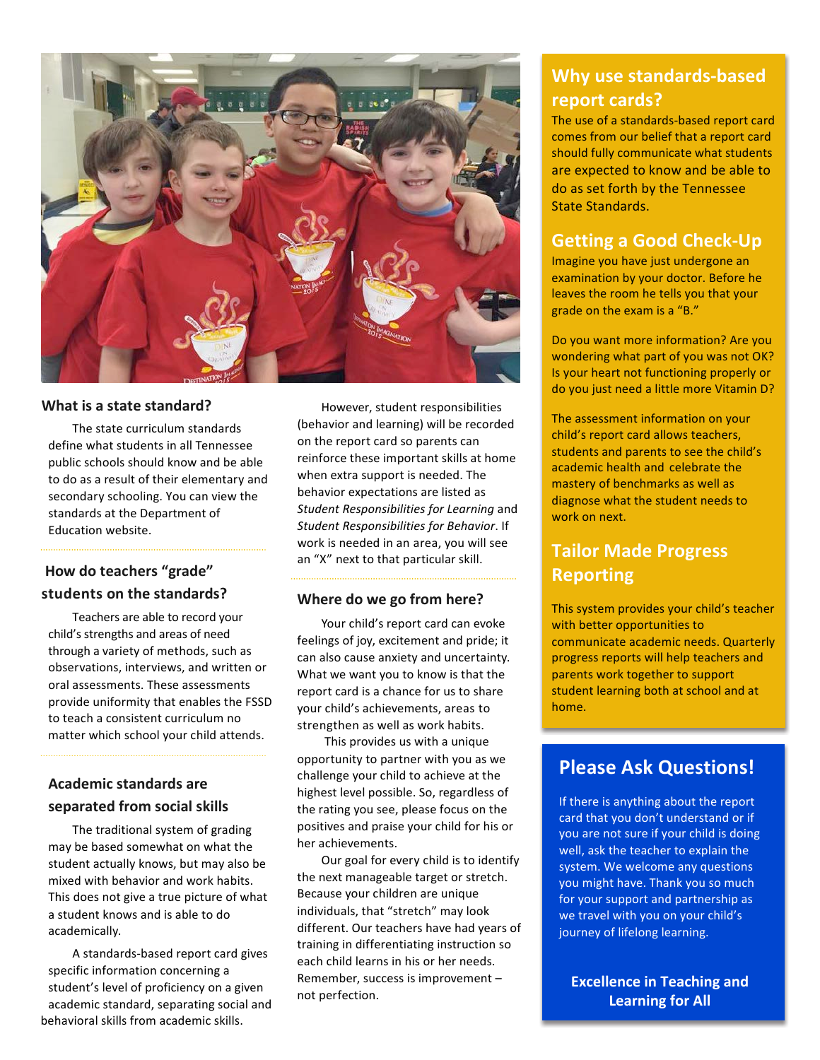## What is a state standard?

The state curriculum standards define what students in all Tennessee public schools should know and be able to do as a result of their elementary and secondary schooling. You can view the standards at the Department of Education website.

## How do teachers "grade" students on the standards?

Teachers are able to record your child's strengths and areas of need through a variety of methods, such as observations, interviews, and written or oral assessments. These assessments provide uniformity that enables the FSSD to teach a consistent curriculum no matter which school your child attends.

## Academic standards are separated from social skills

The traditional system of grading may be based somewhat on what the student actually knows, but may also be mixed with behavior and work habits. This does not give a true picture of what a student knows and is able to do academically.

A standards-based report card gives specific information concerning a student's level of proficiency on a given academic standard, separating social and behavioral skills from academic skills.

However, student responsibilities (behavior and learning) will be recorded on the report card so parents can reinforce these important skills at home when extra support is needed. The behavior expectations are listed as *Student Responsibilities for Learning* and *Student Responsibilities for Behavior*. If work is needed in an area, you will see an "X" next to that particular skill.

## Where do we go from here?

Your child's report card can evoke feelings of joy, excitement and pride; it can also cause anxiety and uncertainty. What we want you to know is that the report card is a chance for us to share your child's achievements, areas to strengthen as well as work habits.

This provides us with a unique opportunity to partner with you as we challenge your child to achieve at the highest level possible. So, regardless of the rating you see, please focus on the positives and praise your child for his or her achievements.

Our goal for every child is to identify the next manageable target or stretch. Because your children are unique individuals, that "stretch" may look different. Our teachers have had years of training in differentiating instruction so each child learns in his or her needs. Remember, success is improvement – not perfection.

## Why use standards-based report cards?

The use of a standards-based report card comes from our belief that a report card should fully communicate what students are expected to know and be able to do as set forth by the Tennessee State Standards.

## Getting a Good Check-Up

Imagine you have just undergone an examination by your doctor. Before he leaves the room he tells you that your grade on the exam is a "B."

Do you want more information? Are you wondering what part of you was not OK? Is your heart not functioning properly or do you just need a little more Vitamin D?

The assessment information on your child's report card allows teachers, students and parents to see the child's academic health and celebrate the mastery of benchmarks as well as diagnose what the student needs to work on next.

## Tailor Made Progress Reporting

This system provides your child's teacher with better opportunities to communicate academic needs. Quarterly progress reports will help teachers and parents work together to support student learning both at school and at home.

## Please Ask Questions!

If there is anything about the report card that you don't understand or if you are not sure if your child is doing well, ask the teacher to explain the system. We welcome any questions you might have. Thank you so much for your support and partnership as we travel with you on your child's journey of lifelong learning.

**Excellence in Teaching and Learning for All**